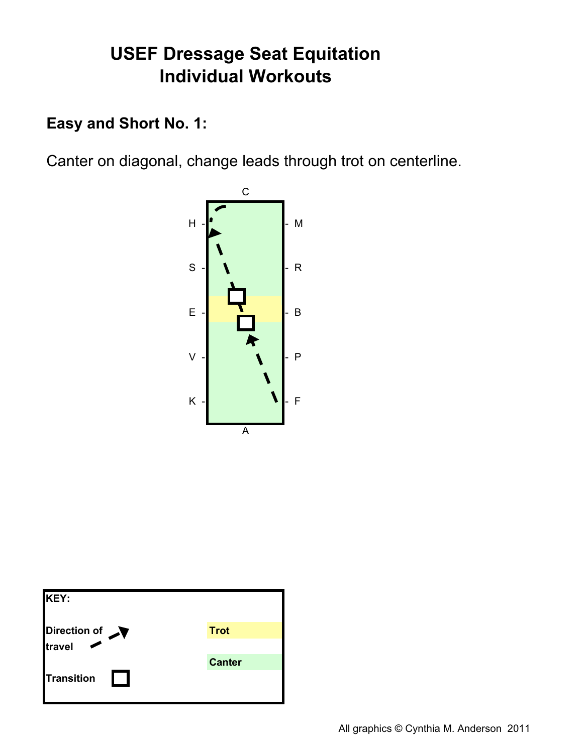# USEF Dressage Seat Equitation
# Individual Workouts

**Easy and Short No. 1:**

Canter on diagonal, change leads through trot on centerline.

C

H - - M

S - - R

E - - B

V - - P

K - - F

A

**KEY:**

**Direction of travel**

**Transition**

**Trot**

**Canter**

All graphics © Cynthia M. Anderson 2011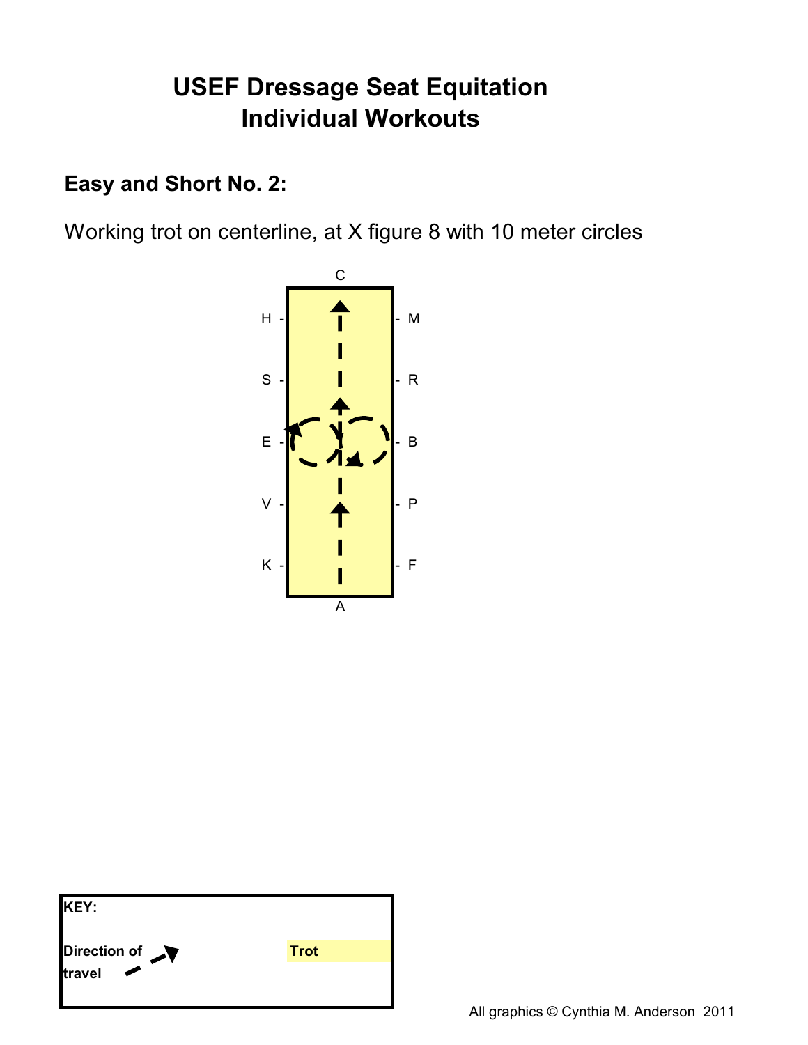# USEF Dressage Seat Equitation Individual Workouts

## Easy and Short No. 2:

Working trot on centerline, at X figure 8 with 10 meter circles

C

H - - M

S - - R

E - - B

V - - P

K - - F

A

**KEY:**

**Direction of travel**

**Trot**

All graphics © Cynthia M. Anderson 2011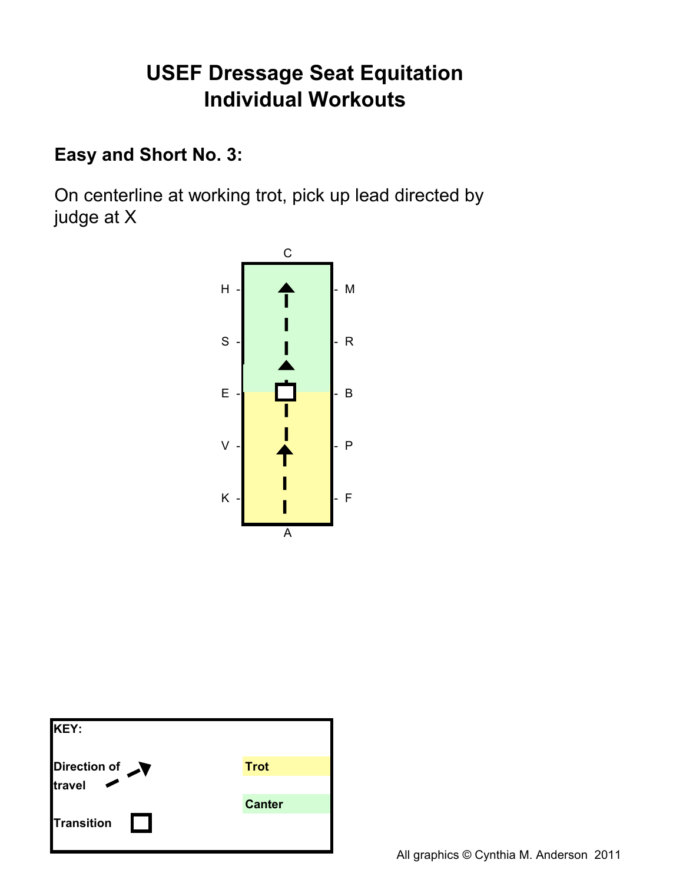# USEF Dressage Seat Equitation
# Individual Workouts

### Easy and Short No. 3:

On centerline at working trot, pick up lead directed by judge at X

C

H - - M

S - - R

E - - B

V - - P

K - - F

A

**KEY:**

**Direction of travel**

**Transition**

**Trot**

**Canter**

All graphics © Cynthia M. Anderson 2011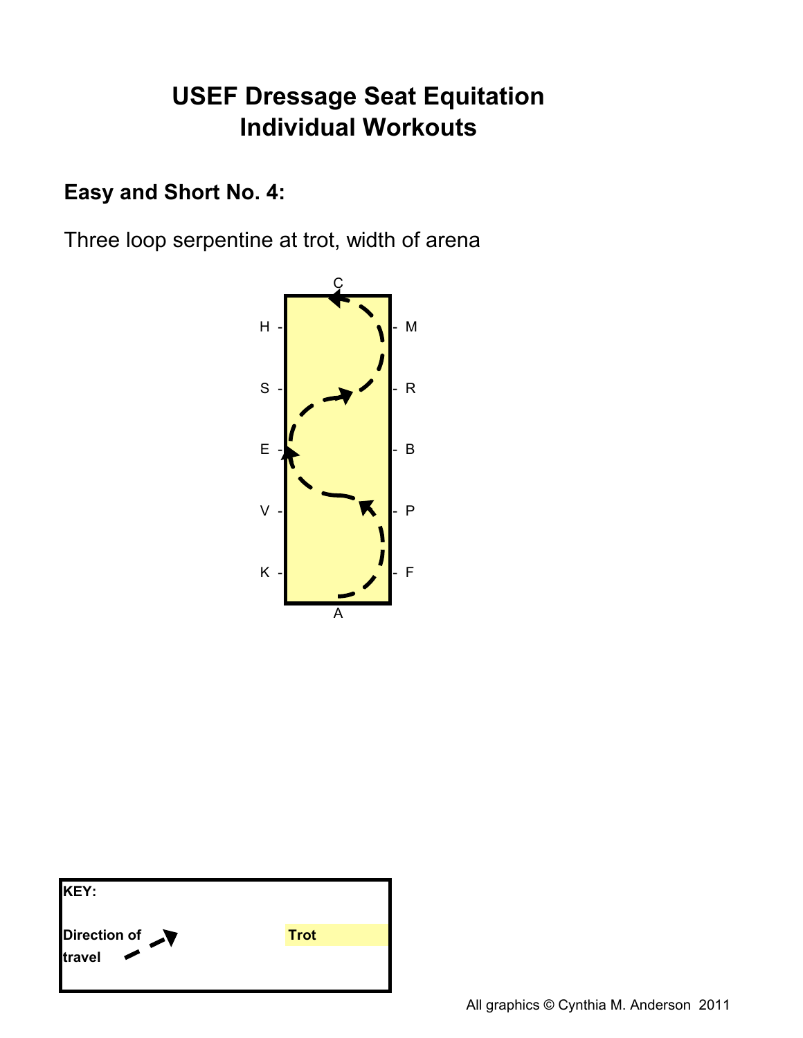# USEF Dressage Seat Equitation
# Individual Workouts

## Easy and Short No. 4:

Three loop serpentine at trot, width of arena

C

H - - M

S - - R

E - - B

V - - P

K - - F

A

**KEY:**

**Direction of travel**

**Trot**

All graphics © Cynthia M. Anderson 2011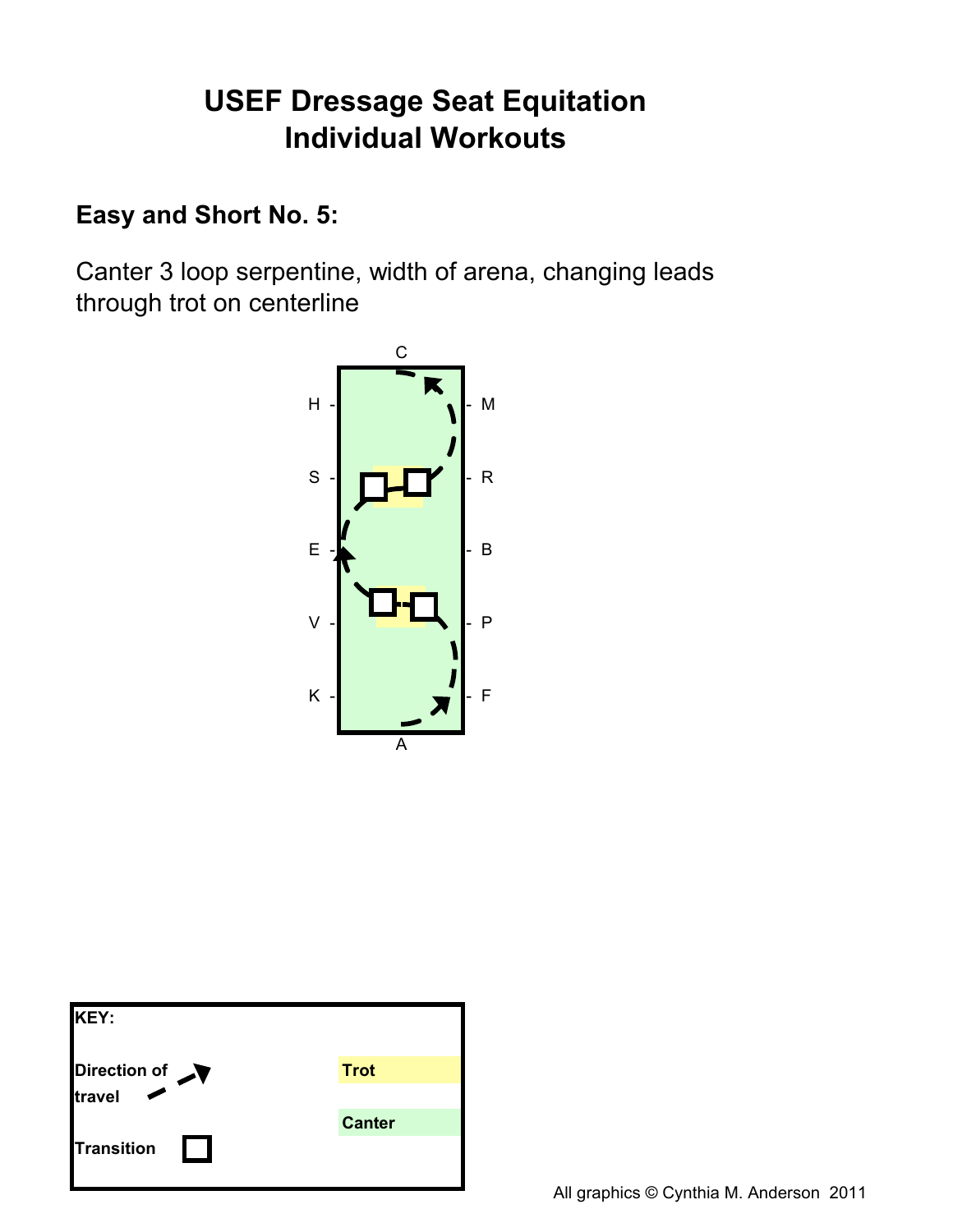# USEF Dressage Seat Equitation
# Individual Workouts

## Easy and Short No. 5:

Canter 3 loop serpentine, width of arena, changing leads through trot on centerline

C

H - - M

S - - R

E - - B

V - - P

K - - F

A

**KEY:**

**Direction of travel**

**Transition**

**Trot**

**Canter**

All graphics © Cynthia M. Anderson 2011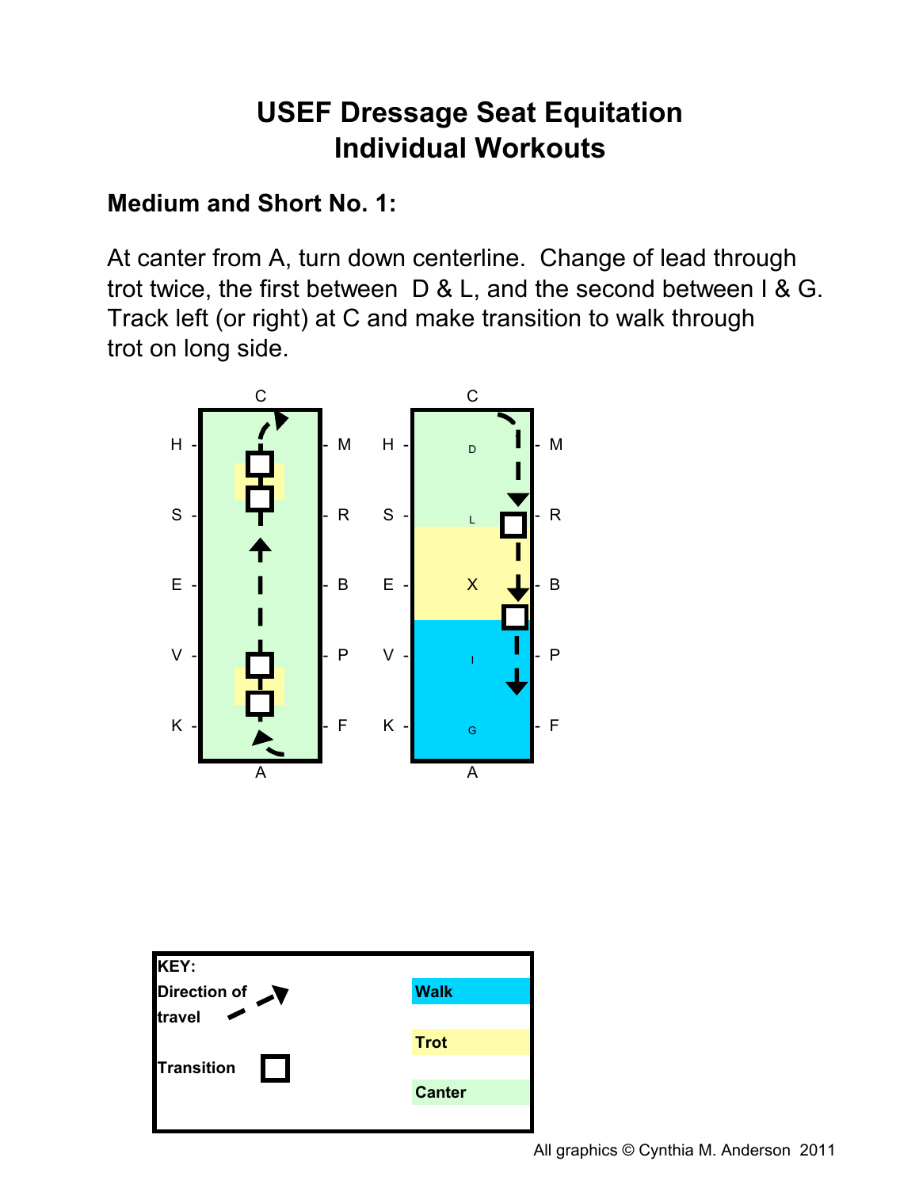# USEF Dressage Seat Equitation
# Individual Workouts

**Medium and Short No. 1:**

At canter from A, turn down centerline. Change of lead through trot twice, the first between D & L, and the second between I & G. Track left (or right) at C and make transition to walk through trot on long side.

**KEY:**

- **Direction of travel**
- **Transition**
- **Walk**
- **Trot**
- **Canter**

All graphics © Cynthia M. Anderson 2011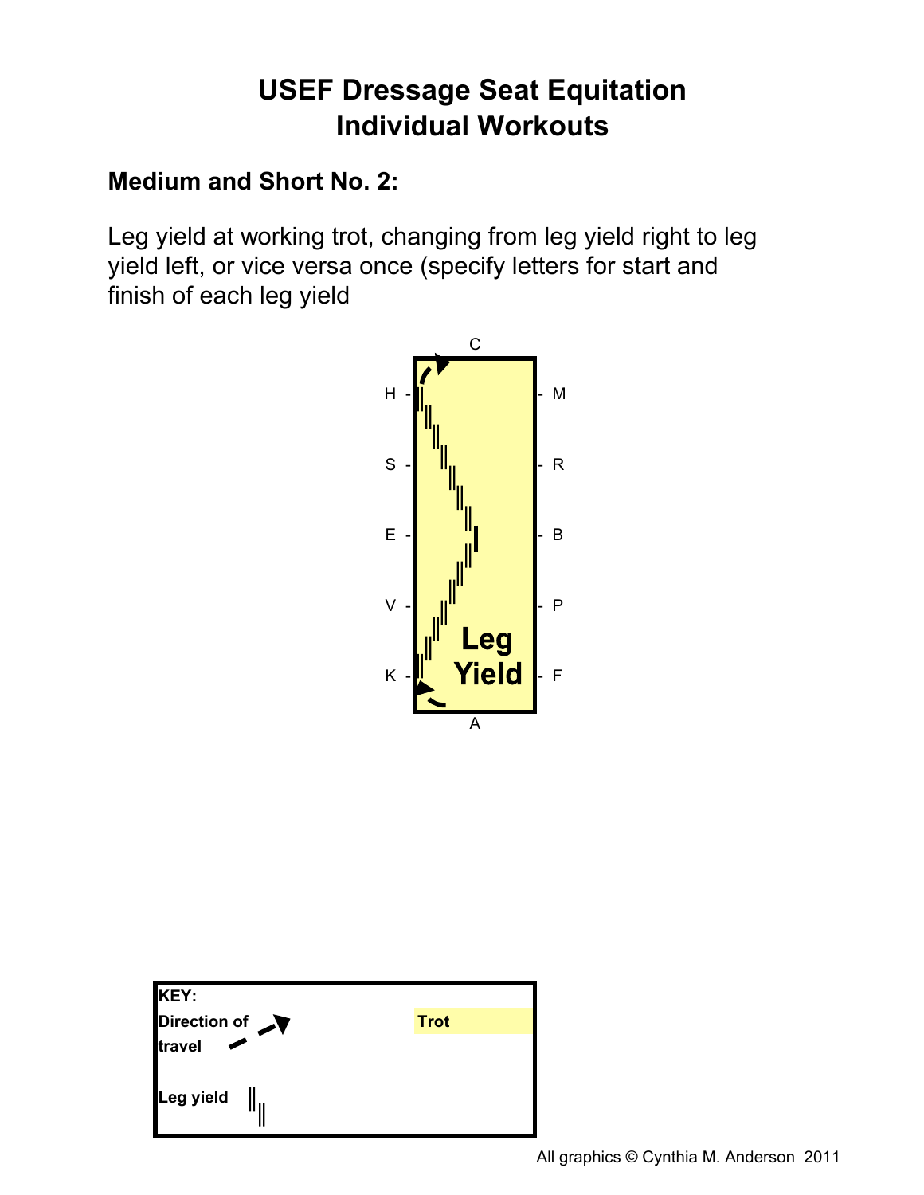# USEF Dressage Seat Equitation
# Individual Workouts

**Medium and Short No. 2:**

Leg yield at working trot, changing from leg yield right to leg yield left, or vice versa once (specify letters for start and finish of each leg yield

C

H - - M

S - - R

E - - B

V - - P

K - **Leg Yield** - F

A

| **KEY:** | | |
|---|---|---|
| **Direction of travel** | | **Trot** |
| **Leg yield** | | |

All graphics © Cynthia M. Anderson 2011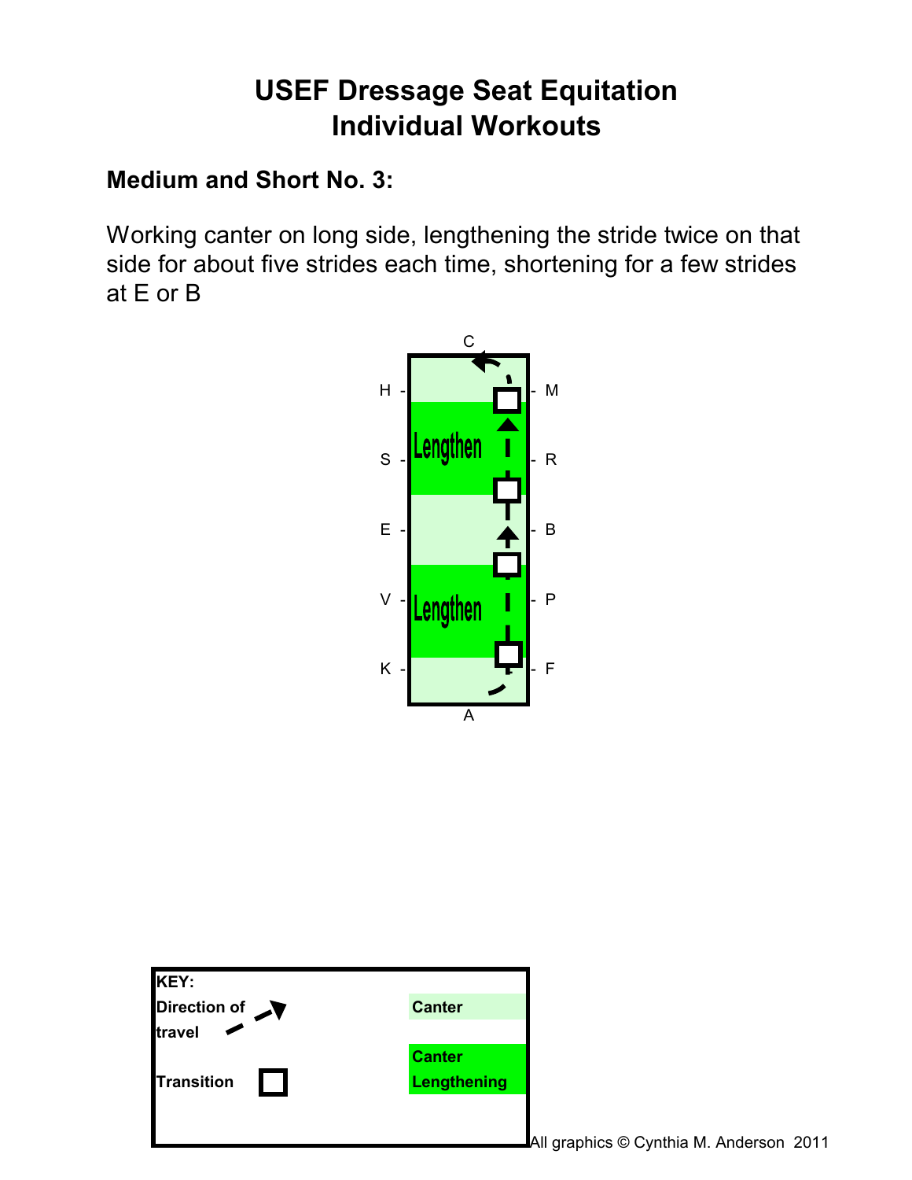# USEF Dressage Seat Equitation
# Individual Workouts

**Medium and Short No. 3:**

Working canter on long side, lengthening the stride twice on that side for about five strides each time, shortening for a few strides at E or B

C

H - Lengthen - M

S - R

E - B

V - Lengthen - P

K - F

A

**KEY:**

**Direction of travel**

**Transition**

**Canter**

**Canter Lengthening**

All graphics © Cynthia M. Anderson 2011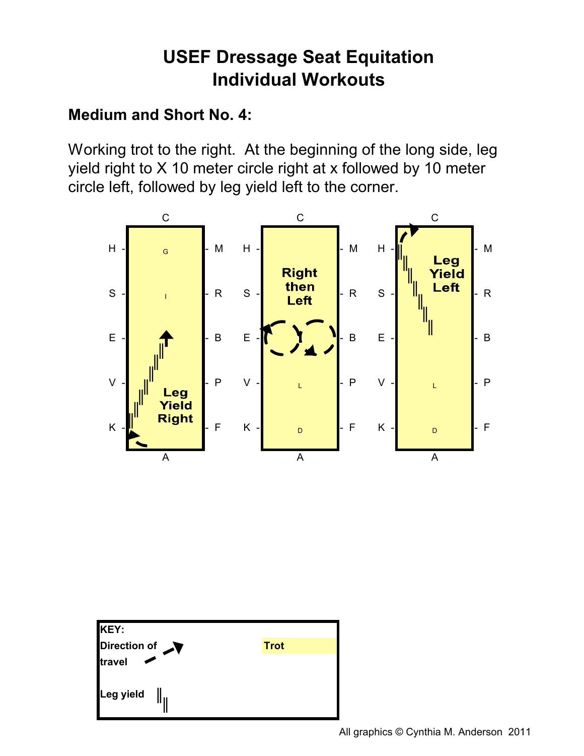# USEF Dressage Seat Equitation
# Individual Workouts

## Medium and Short No. 4:

Working trot to the right. At the beginning of the long side, leg yield right to X 10 meter circle right at x followed by 10 meter circle left, followed by leg yield left to the corner.

C

H - G - M

S - I - R

E - B

V - P

Leg Yield Right

K - F

A

C

H - M

Right then Left

S - R

E - B

V - L - P

K - D - F

A

C

H - M

Leg Yield Left

S - R

E - B

V - L - P

K - D - F

A

**KEY:**

**Direction of travel**

**Trot**

**Leg yield**

All graphics © Cynthia M. Anderson 2011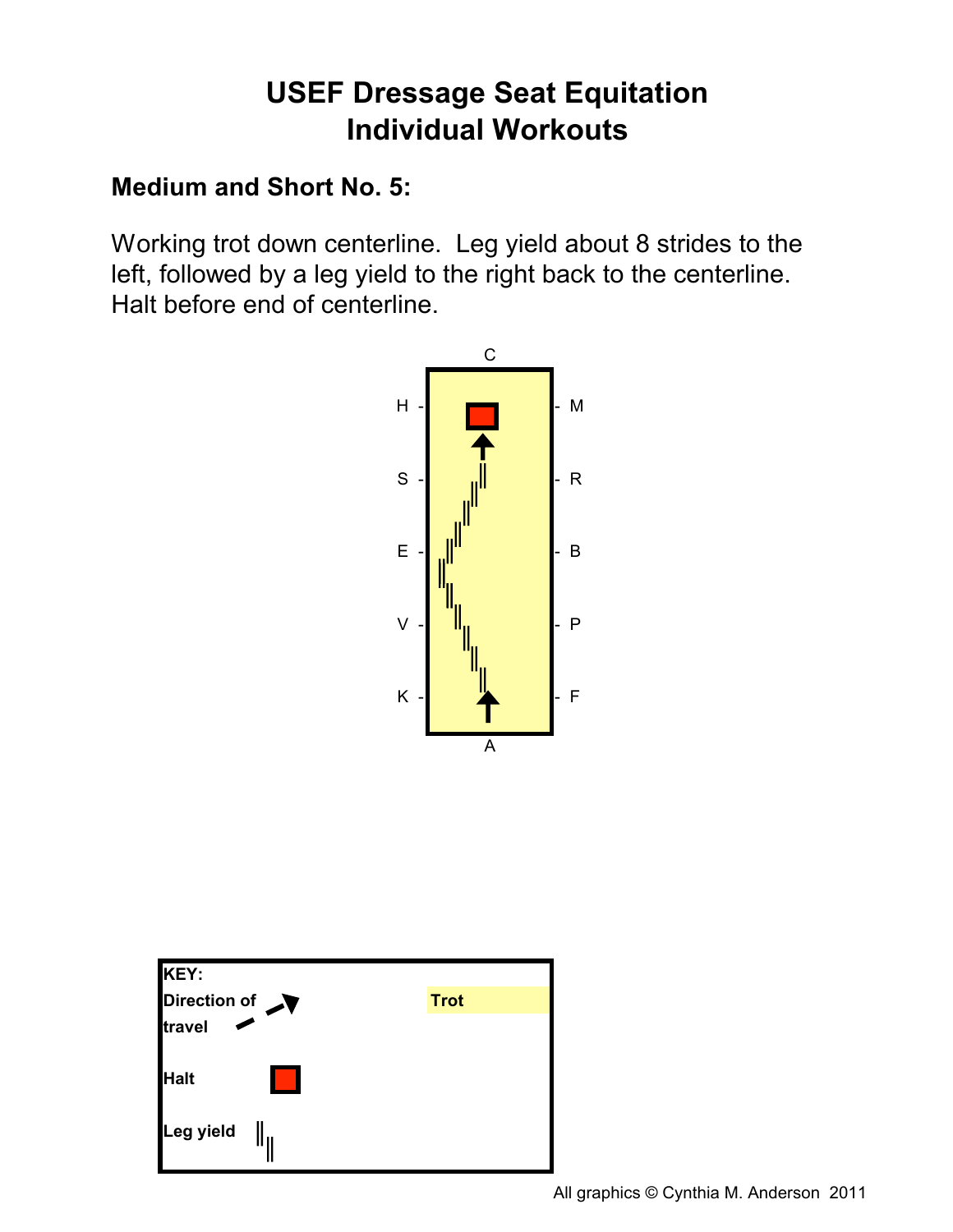# USEF Dressage Seat Equitation
# Individual Workouts

**Medium and Short No. 5:**

Working trot down centerline. Leg yield about 8 strides to the left, followed by a leg yield to the right back to the centerline. Halt before end of centerline.

C

H - - M

S - - R

E - - B

V - - P

K - - F

A

**KEY:**

**Direction of travel**

**Trot**

**Halt**

**Leg yield**

All graphics © Cynthia M. Anderson 2011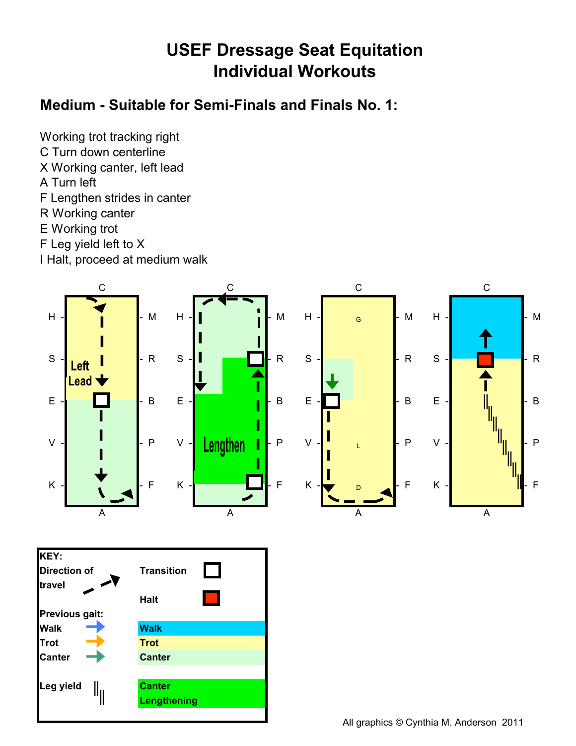# USEF Dressage Seat Equitation
# Individual Workouts

## Medium - Suitable for Semi-Finals and Finals No. 1:

Working trot tracking right
C Turn down centerline
X Working canter, left lead
A Turn left
F Lengthen strides in canter
R Working canter
E Working trot
F Leg yield left to X
I Halt, proceed at medium walk

**KEY:**

**Direction of travel**

**Transition**

**Halt**

**Previous gait:**

**Walk**

**Trot**

**Canter**

**Leg yield**

**Walk**

**Trot**

**Canter**

**Canter Lengthening**

All graphics © Cynthia M. Anderson 2011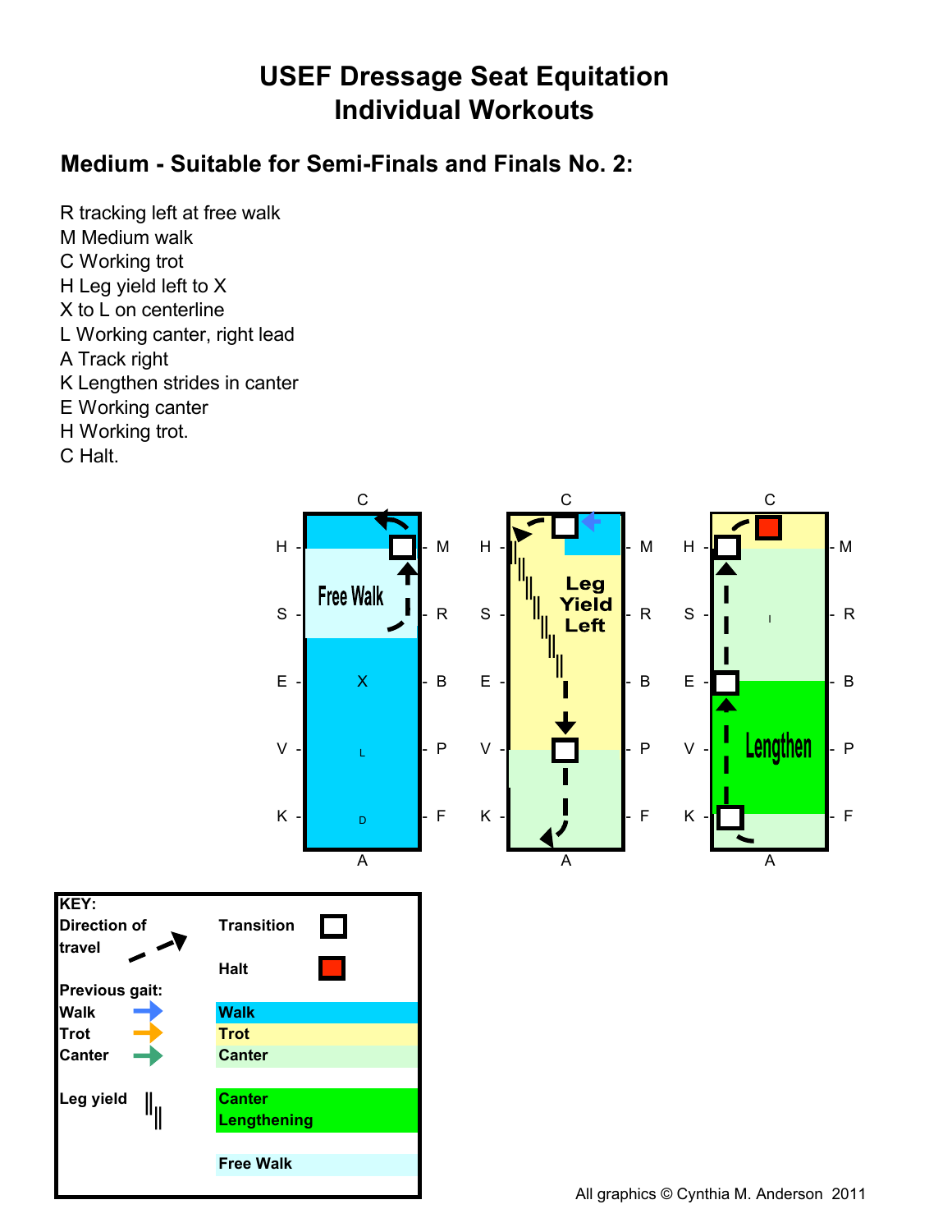# USEF Dressage Seat Equitation
# Individual Workouts

## Medium - Suitable for Semi-Finals and Finals No. 2:

R tracking left at free walk
M Medium walk
C Working trot
H Leg yield left to X
X to L on centerline
L Working canter, right lead
A Track right
K Lengthen strides in canter
E Working canter
H Working trot.
C Halt.

**KEY:**

| | | | |
|---|---|---|---|
| Direction of travel | | Transition | |
| | | Halt | |
| Previous gait: | | | |
| Walk | | Walk | |
| Trot | | Trot | |
| Canter | | Canter | |
| Leg yield | | Canter Lengthening | |
| | | Free Walk | |

All graphics © Cynthia M. Anderson 2011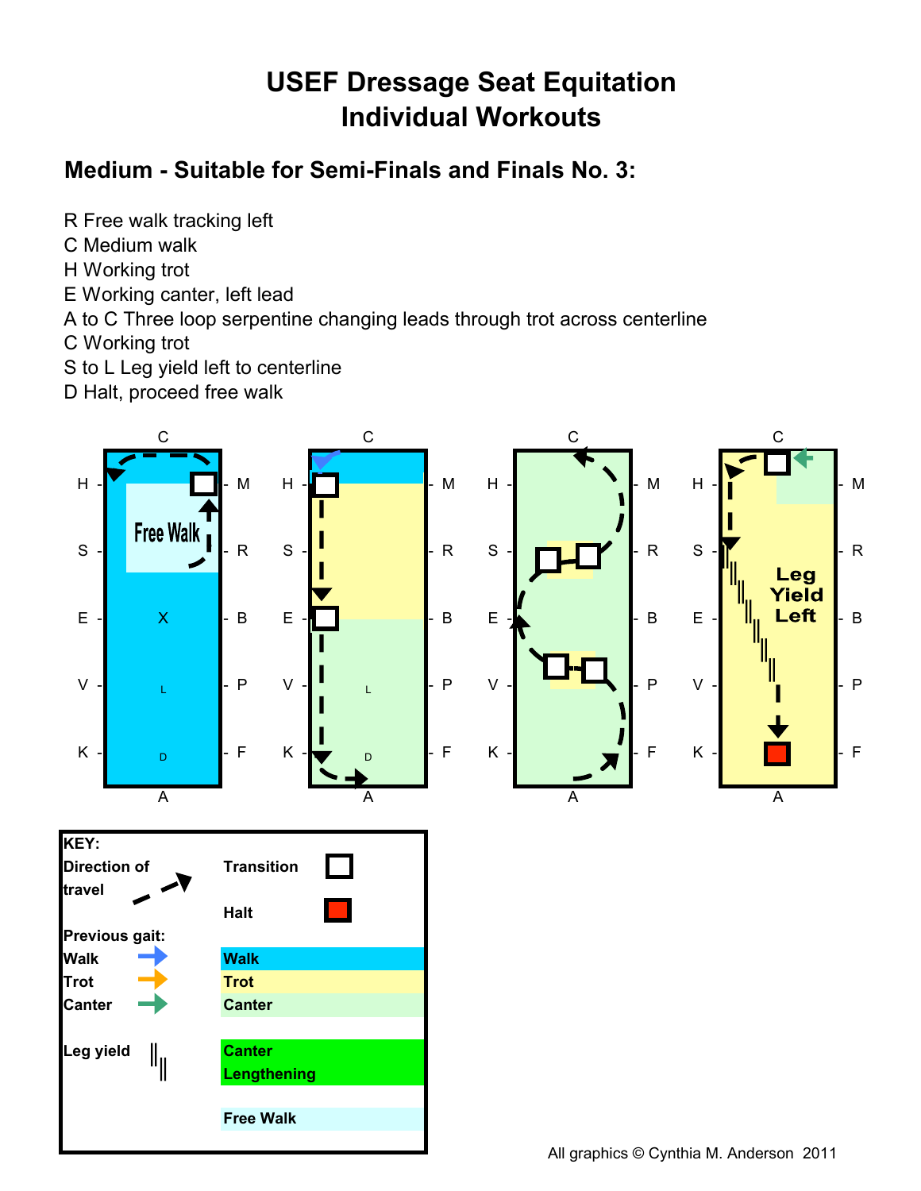# USEF Dressage Seat Equitation
# Individual Workouts

## Medium - Suitable for Semi-Finals and Finals No. 3:

R Free walk tracking left
C Medium walk
H Working trot
E Working canter, left lead
A to C Three loop serpentine changing leads through trot across centerline
C Working trot
S to L Leg yield left to centerline
D Halt, proceed free walk

**KEY:**

**Direction of travel**

**Transition**

**Halt**

**Previous gait:**
- **Walk**
- **Trot**
- **Canter**

**Leg yield**

- **Walk**
- **Trot**
- **Canter**
- **Canter Lengthening**
- **Free Walk**

All graphics © Cynthia M. Anderson 2011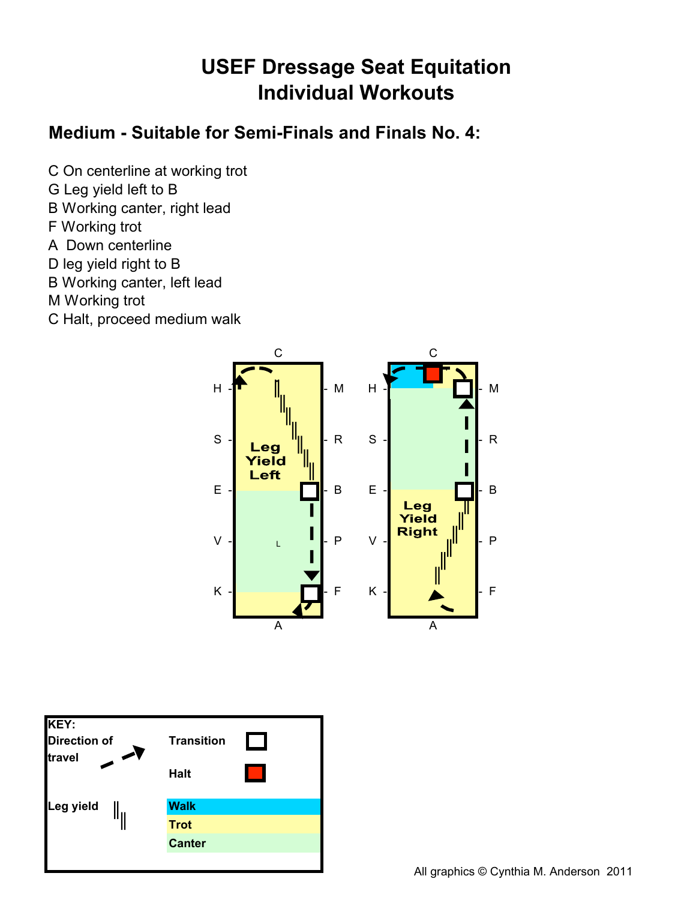# USEF Dressage Seat Equitation
# Individual Workouts

## Medium - Suitable for Semi-Finals and Finals No. 4:

C On centerline at working trot
G Leg yield left to B
B Working canter, right lead
F Working trot
A  Down centerline
D leg yield right to B
B Working canter, left lead
M Working trot
C Halt, proceed medium walk

All graphics © Cynthia M. Anderson 2011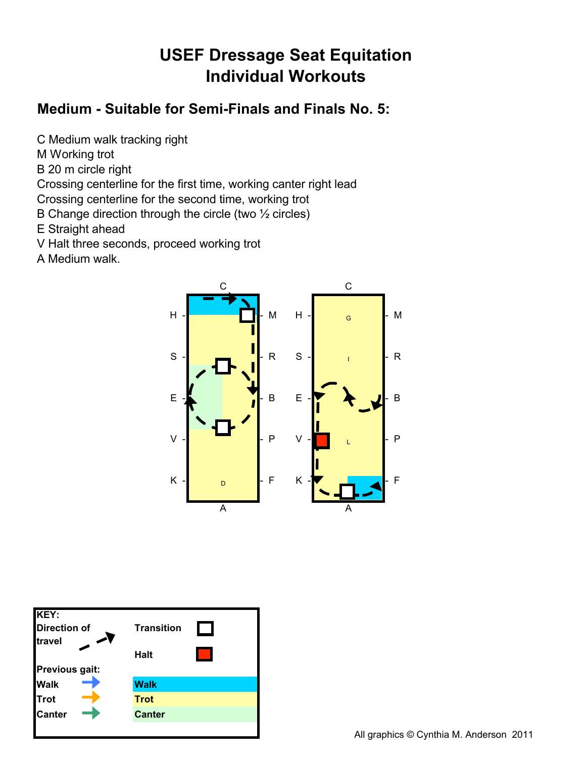# USEF Dressage Seat Equitation Individual Workouts

## Medium - Suitable for Semi-Finals and Finals No. 5:

C Medium walk tracking right
M Working trot
B 20 m circle right
Crossing centerline for the first time, working canter right lead
Crossing centerline for the second time, working trot
B Change direction through the circle (two ½ circles)
E Straight ahead
V Halt three seconds, proceed working trot
A Medium walk.

All graphics © Cynthia M. Anderson 2011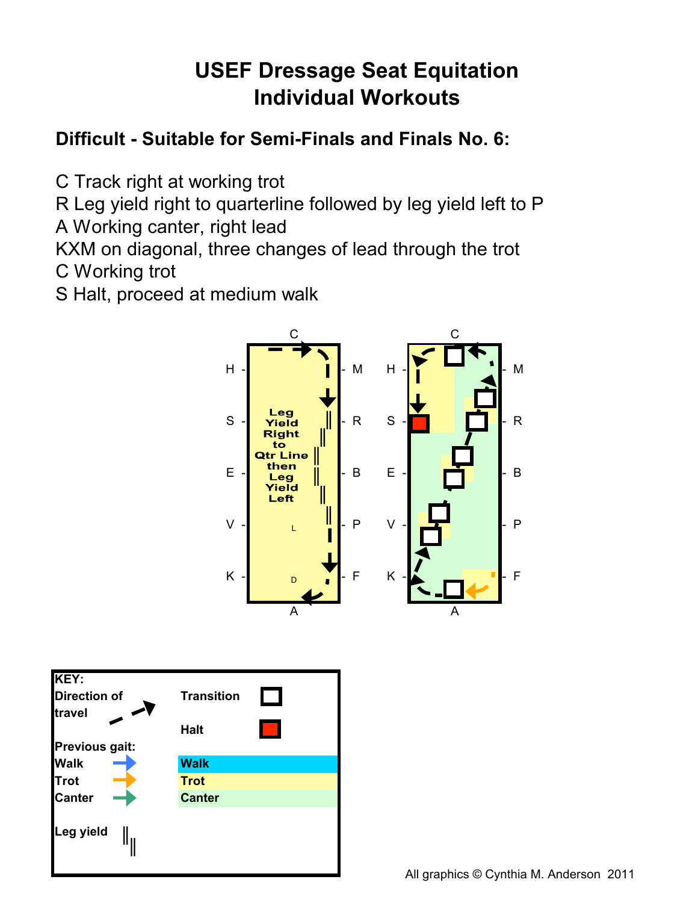# USEF Dressage Seat Equitation
# Individual Workouts

### Difficult - Suitable for Semi-Finals and Finals No. 6:

C Track right at working trot
R Leg yield right to quarterline followed by leg yield left to P
A Working canter, right lead
KXM on diagonal, three changes of lead through the trot
C Working trot
S Halt, proceed at medium walk

Leg Yield Right to Qtr Line then Leg Yield Left

**KEY:**

- **Direction of travel**
- **Transition**
- **Halt**
- **Previous gait:** Walk, Trot, Canter
- **Walk**
- **Trot**
- **Canter**
- **Leg yield**

All graphics © Cynthia M. Anderson 2011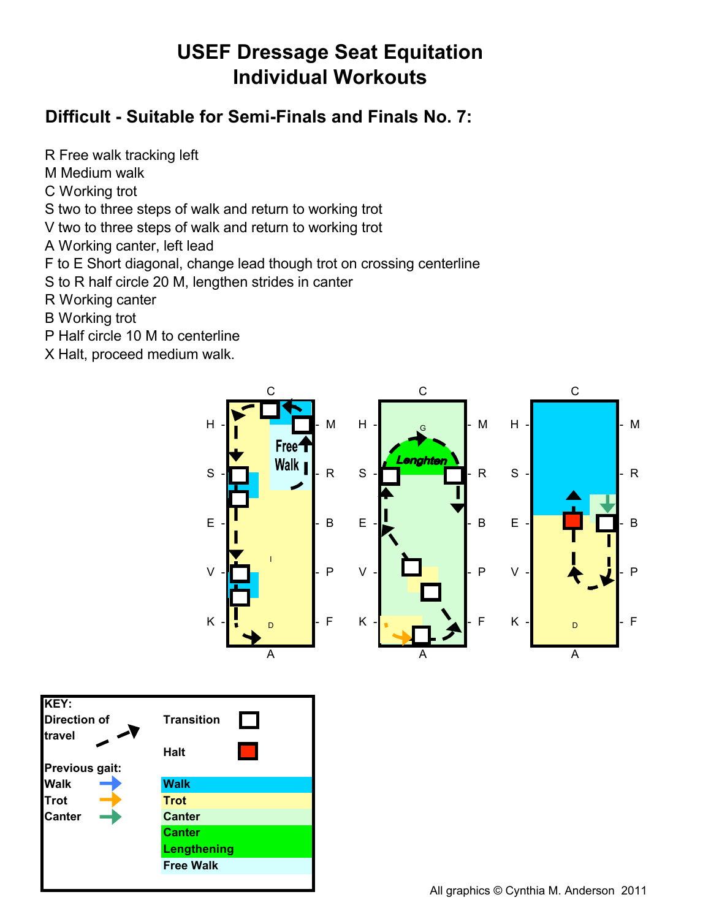# USEF Dressage Seat Equitation
# Individual Workouts

## Difficult - Suitable for Semi-Finals and Finals No. 7:

R Free walk tracking left
M Medium walk
C Working trot
S two to three steps of walk and return to working trot
V two to three steps of walk and return to working trot
A Working canter, left lead
F to E Short diagonal, change lead though trot on crossing centerline
S to R half circle 20 M, lengthen strides in canter
R Working canter
B Working trot
P Half circle 10 M to centerline
X Halt, proceed medium walk.

**KEY:**

| | |
|---|---|
| Direction of travel | Transition |
| | Halt |
| **Previous gait:** | |
| Walk | Walk |
| Trot | Trot |
| Canter | Canter |
| | Canter Lengthening |
| | Free Walk |

All graphics © Cynthia M. Anderson 2011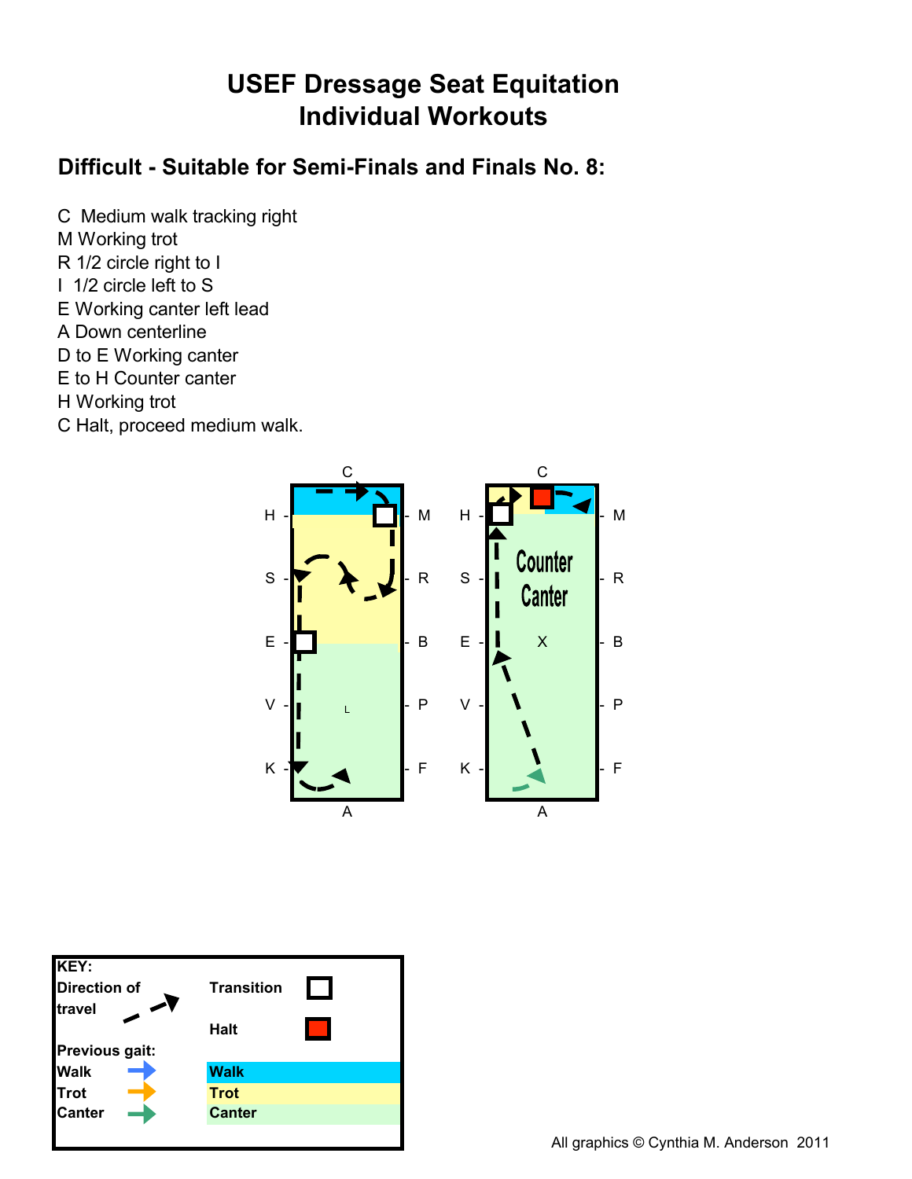# USEF Dressage Seat Equitation
# Individual Workouts

## Difficult - Suitable for Semi-Finals and Finals No. 8:

C Medium walk tracking right
M Working trot
R 1/2 circle right to I
I 1/2 circle left to S
E Working canter left lead
A Down centerline
D to E Working canter
E to H Counter canter
H Working trot
C Halt, proceed medium walk.

C
H M
S R
E B
V L P
K F
A

C
H M
S Counter Canter R
E X B
V P
K F
A

KEY:
Direction of travel
Transition
Halt
Previous gait:
Walk
Trot
Canter
Walk
Trot
Canter

All graphics © Cynthia M. Anderson 2011